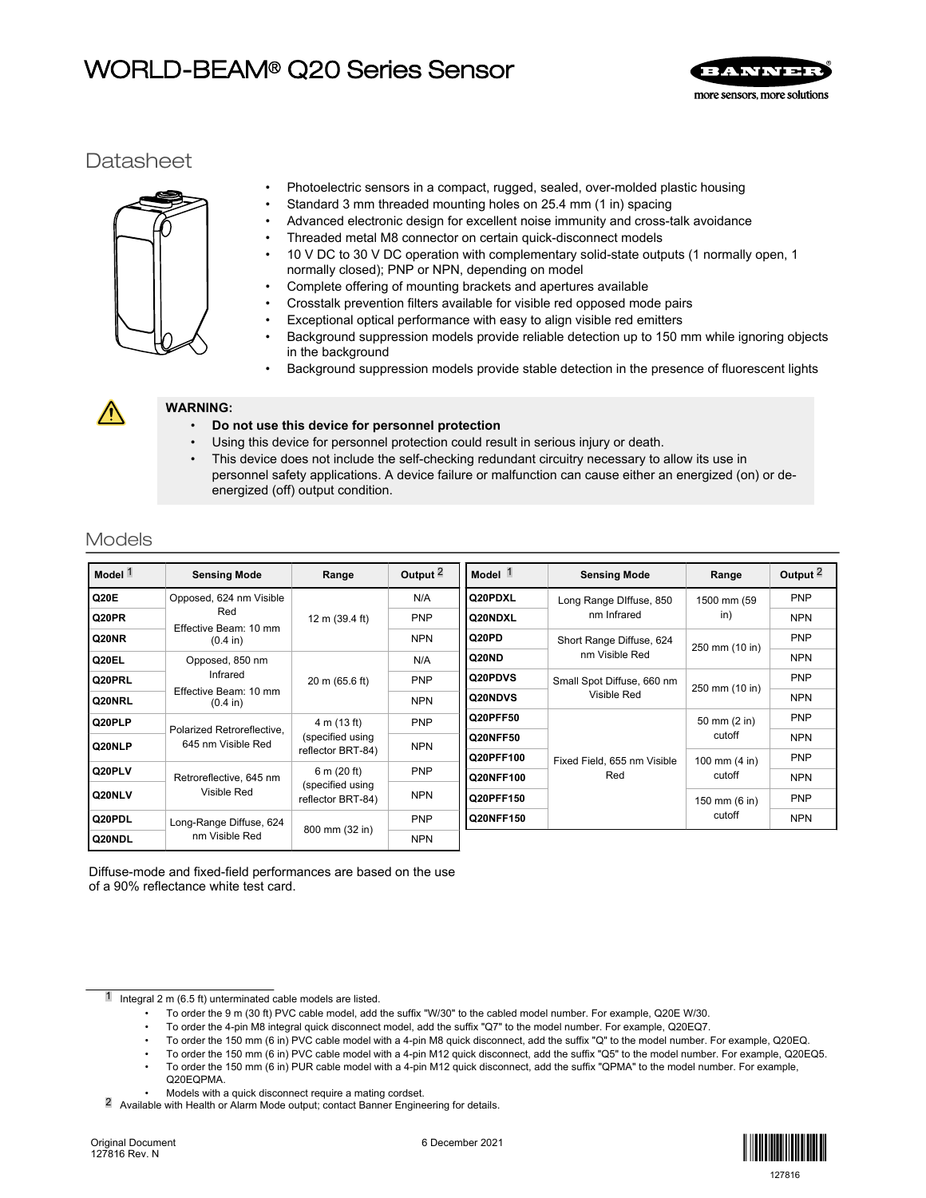# WORLD-BEAM® Q20 Series Sensor

## Datasheet

- Photoelectric sensors in a compact, rugged, sealed, over-molded plastic housing
- Standard 3 mm threaded mounting holes on 25.4 mm (1 in) spacing
- Advanced electronic design for excellent noise immunity and cross-talk avoidance
- Threaded metal M8 connector on certain quick-disconnect models
- 10 V DC to 30 V DC operation with complementary solid-state outputs (1 normally open, 1 normally closed); PNP or NPN, depending on model
- Complete offering of mounting brackets and apertures available
- Crosstalk prevention filters available for visible red opposed mode pairs
- Exceptional optical performance with easy to align visible red emitters
- Background suppression models provide reliable detection up to 150 mm while ignoring objects in the background
- Background suppression models provide stable detection in the presence of fluorescent lights

**WARNING:**

- **Do not use this device for personnel protection**
- Using this device for personnel protection could result in serious injury or death.
- This device does not include the self-checking redundant circuitry necessary to allow its use in personnel safety applications. A device failure or malfunction can cause either an energized (on) or de-energized (off) output condition.

## Models

| Model [1] | Sensing Mode | Range | Output [2] |
|---|---|---|---|
| Q20E | Opposed, 624 nm Visible Red Effective Beam: 10 mm (0.4 in) | 12 m (39.4 ft) | N/A |
| Q20PR | | | PNP |
| Q20NR | | | NPN |
| Q20EL | Opposed, 850 nm Infrared Effective Beam: 10 mm (0.4 in) | 20 m (65.6 ft) | N/A |
| Q20PRL | | | PNP |
| Q20NRL | | | NPN |
| Q20PLP | Polarized Retroreflective, 645 nm Visible Red | 4 m (13 ft) (specified using reflector BRT-84) | PNP |
| Q20NLP | | | NPN |
| Q20PLV | Retroreflective, 645 nm Visible Red | 6 m (20 ft) (specified using reflector BRT-84) | PNP |
| Q20NLV | | | NPN |
| Q20PDL | Long-Range Diffuse, 624 nm Visible Red | 800 mm (32 in) | PNP |
| Q20NDL | | | NPN |

| Model [1] | Sensing Mode | Range | Output [2] |
|---|---|---|---|
| Q20PDXL | Long Range DIffuse, 850 nm Infrared | 1500 mm (59 in) | PNP |
| Q20NDXL | | | NPN |
| Q20PD | Short Range Diffuse, 624 nm Visible Red | 250 mm (10 in) | PNP |
| Q20ND | | | NPN |
| Q20PDVS | Small Spot Diffuse, 660 nm Visible Red | 250 mm (10 in) | PNP |
| Q20NDVS | | | NPN |
| Q20PFF50 | Fixed Field, 655 nm Visible Red | 50 mm (2 in) cutoff | PNP |
| Q20NFF50 | | | NPN |
| Q20PFF100 | | 100 mm (4 in) cutoff | PNP |
| Q20NFF100 | | | NPN |
| Q20PFF150 | | 150 mm (6 in) cutoff | PNP |
| Q20NFF150 | | | NPN |

Diffuse-mode and fixed-field performances are based on the use of a 90% reflectance white test card.

[1] Integral 2 m (6.5 ft) unterminated cable models are listed.

- To order the 9 m (30 ft) PVC cable model, add the suffix "W/30" to the cabled model number. For example, Q20E W/30.
- To order the 4-pin M8 integral quick disconnect model, add the suffix "Q7" to the model number. For example, Q20EQ7.
- To order the 150 mm (6 in) PVC cable model with a 4-pin M8 quick disconnect, add the suffix "Q" to the model number. For example, Q20EQ.
- To order the 150 mm (6 in) PVC cable model with a 4-pin M12 quick disconnect, add the suffix "Q5" to the model number. For example, Q20EQ5.
- To order the 150 mm (6 in) PUR cable model with a 4-pin M12 quick disconnect, add the suffix "QPMA" to the model number. For example, Q20EQPMA.
- Models with a quick disconnect require a mating cordset.

[2] Available with Health or Alarm Mode output; contact Banner Engineering for details.

Original Document
127816 Rev. N

6 December 2021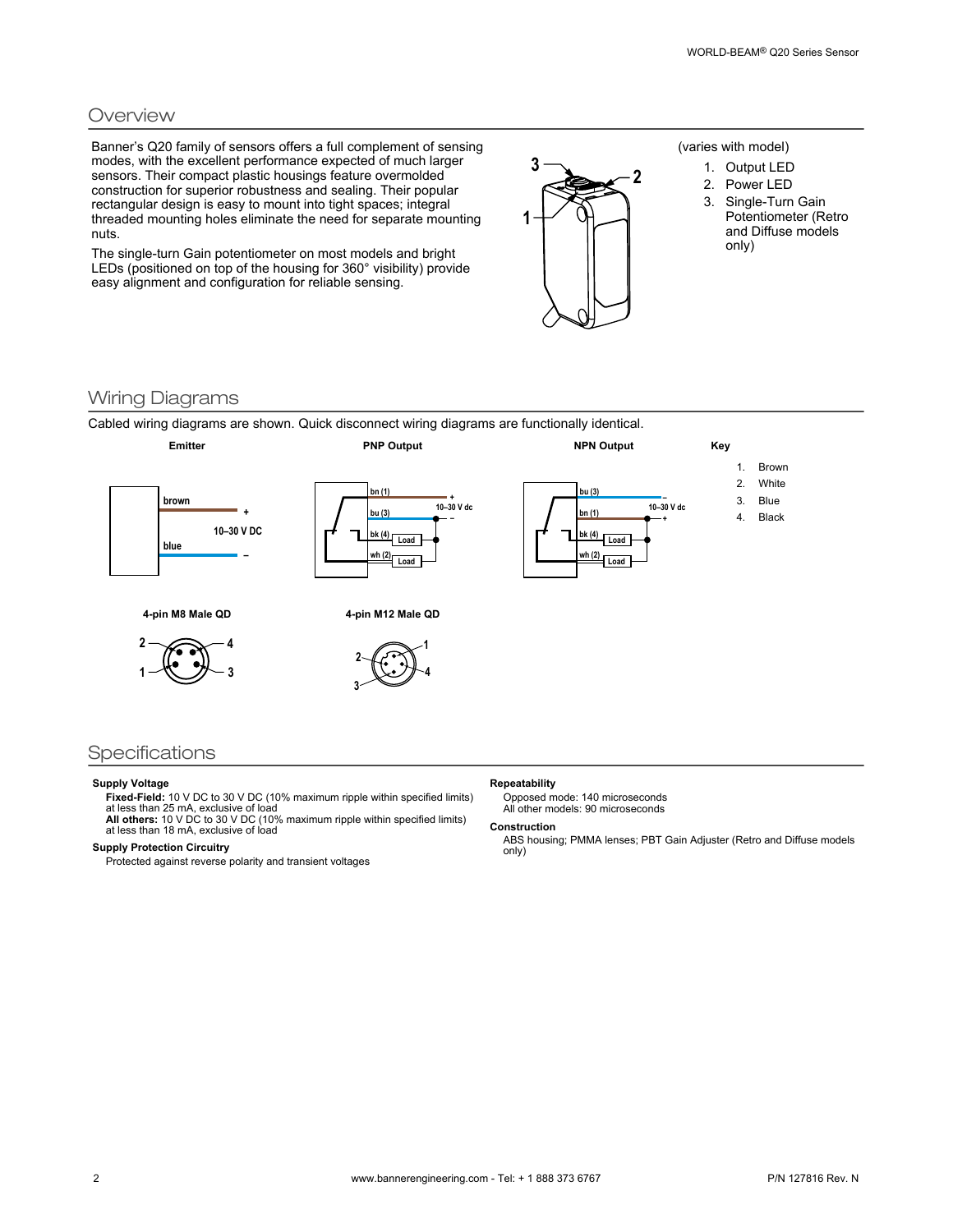## Overview

Banner's Q20 family of sensors offers a full complement of sensing modes, with the excellent performance expected of much larger sensors. Their compact plastic housings feature overmolded construction for superior robustness and sealing. Their popular rectangular design is easy to mount into tight spaces; integral threaded mounting holes eliminate the need for separate mounting nuts.

The single-turn Gain potentiometer on most models and bright LEDs (positioned on top of the housing for 360° visibility) provide easy alignment and configuration for reliable sensing.

(varies with model)

1. Output LED
2. Power LED
3. Single-Turn Gain Potentiometer (Retro and Diffuse models only)

## Wiring Diagrams

Cabled wiring diagrams are shown. Quick disconnect wiring diagrams are functionally identical.

**Emitter**

brown +
10–30 V DC
blue –

**PNP Output**

bn (1) +
bu (3) –
10–30 V dc
bk (4) Load
wh (2) Load

**NPN Output**

bu (3) –
bn (1) +
10–30 V dc
bk (4) Load
wh (2) Load

**Key**

1. Brown
2. White
3. Blue
4. Black

**4-pin M8 Male QD**

**4-pin M12 Male QD**

## Specifications

**Supply Voltage**

**Fixed-Field:** 10 V DC to 30 V DC (10% maximum ripple within specified limits) at less than 25 mA, exclusive of load
**All others:** 10 V DC to 30 V DC (10% maximum ripple within specified limits) at less than 18 mA, exclusive of load

**Supply Protection Circuitry**

Protected against reverse polarity and transient voltages

**Repeatability**

Opposed mode: 140 microseconds
All other models: 90 microseconds

**Construction**

ABS housing; PMMA lenses; PBT Gain Adjuster (Retro and Diffuse models only)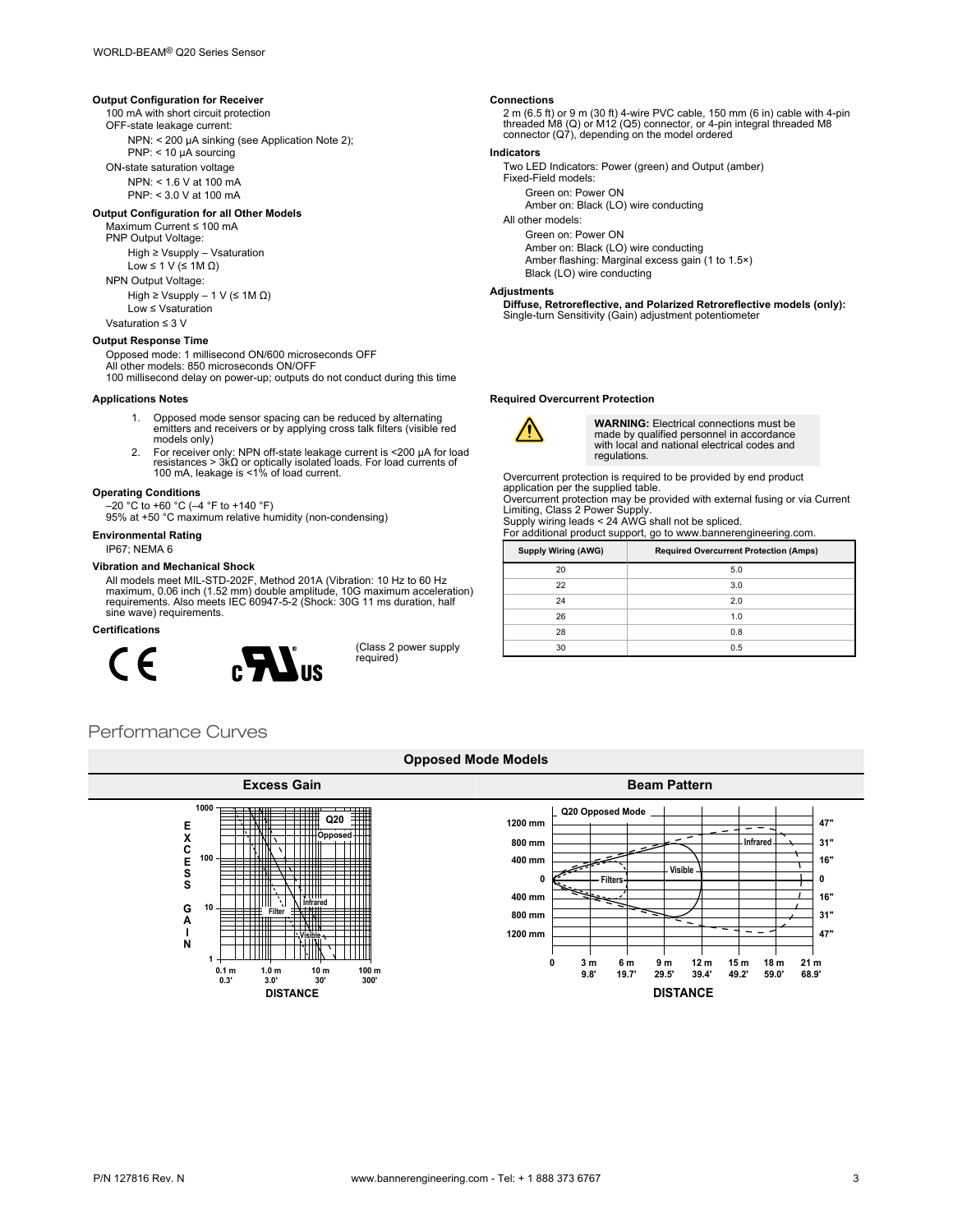**Output Configuration for Receiver**

100 mA with short circuit protection

OFF-state leakage current:

NPN: < 200 µA sinking (see Application Note 2);

PNP: < 10 µA sourcing

ON-state saturation voltage

NPN: < 1.6 V at 100 mA

PNP: < 3.0 V at 100 mA

**Output Configuration for all Other Models**

Maximum Current ≤ 100 mA

PNP Output Voltage:

High ≥ Vsupply – Vsaturation

Low ≤ 1 V (≤ 1M Ω)

NPN Output Voltage:

High ≥ Vsupply – 1 V (≤ 1M Ω)

Low ≤ Vsaturation

Vsaturation ≤ 3 V

**Output Response Time**

Opposed mode: 1 millisecond ON/600 microseconds OFF
All other models: 850 microseconds ON/OFF
100 millisecond delay on power-up; outputs do not conduct during this time

**Applications Notes**

1. Opposed mode sensor spacing can be reduced by alternating emitters and receivers or by applying cross talk filters (visible red models only)
2. For receiver only: NPN off-state leakage current is <200 µA for load resistances > 3kΩ or optically isolated loads. For load currents of 100 mA, leakage is <1% of load current.

**Operating Conditions**

–20 °C to +60 °C (–4 °F to +140 °F)
95% at +50 °C maximum relative humidity (non-condensing)

**Environmental Rating**

IP67; NEMA 6

**Vibration and Mechanical Shock**

All models meet MIL-STD-202F, Method 201A (Vibration: 10 Hz to 60 Hz maximum, 0.06 inch (1.52 mm) double amplitude, 10G maximum acceleration) requirements. Also meets IEC 60947-5-2 (Shock: 30G 11 ms duration, half sine wave) requirements.

**Certifications**

CE    cULus (Class 2 power supply required)

**Connections**

2 m (6.5 ft) or 9 m (30 ft) 4-wire PVC cable, 150 mm (6 in) cable with 4-pin threaded M8 (Q) or M12 (Q5) connector, or 4-pin integral threaded M8 connector (Q7), depending on the model ordered

**Indicators**

Two LED Indicators: Power (green) and Output (amber)
Fixed-Field models:

Green on: Power ON

Amber on: Black (LO) wire conducting

All other models:

Green on: Power ON

Amber on: Black (LO) wire conducting

Amber flashing: Marginal excess gain (1 to 1.5×)

Black (LO) wire conducting

**Adjustments**

**Diffuse, Retroreflective, and Polarized Retroreflective models (only):**
Single-turn Sensitivity (Gain) adjustment potentiometer

**Required Overcurrent Protection**

**WARNING:** Electrical connections must be made by qualified personnel in accordance with local and national electrical codes and regulations.

Overcurrent protection is required to be provided by end product application per the supplied table.
Overcurrent protection may be provided with external fusing or via Current Limiting, Class 2 Power Supply.
Supply wiring leads < 24 AWG shall not be spliced.
For additional product support, go to www.bannerengineering.com.

| Supply Wiring (AWG) | Required Overcurrent Protection (Amps) |
|---|---|
| 20 | 5.0 |
| 22 | 3.0 |
| 24 | 2.0 |
| 26 | 1.0 |
| 28 | 0.8 |
| 30 | 0.5 |

## Performance Curves

**Opposed Mode Models**

| Excess Gain | Beam Pattern |
|---|---|
| Q20 Opposed: Excess Gain vs. Distance (0.1 m / 0.3' to 100 m / 300'); curves: Infrared, Visible, Filter | Q20 Opposed Mode: Beam Pattern vs. Distance (0 to 21 m / 68.9'); curves: Infrared, Visible, Filters |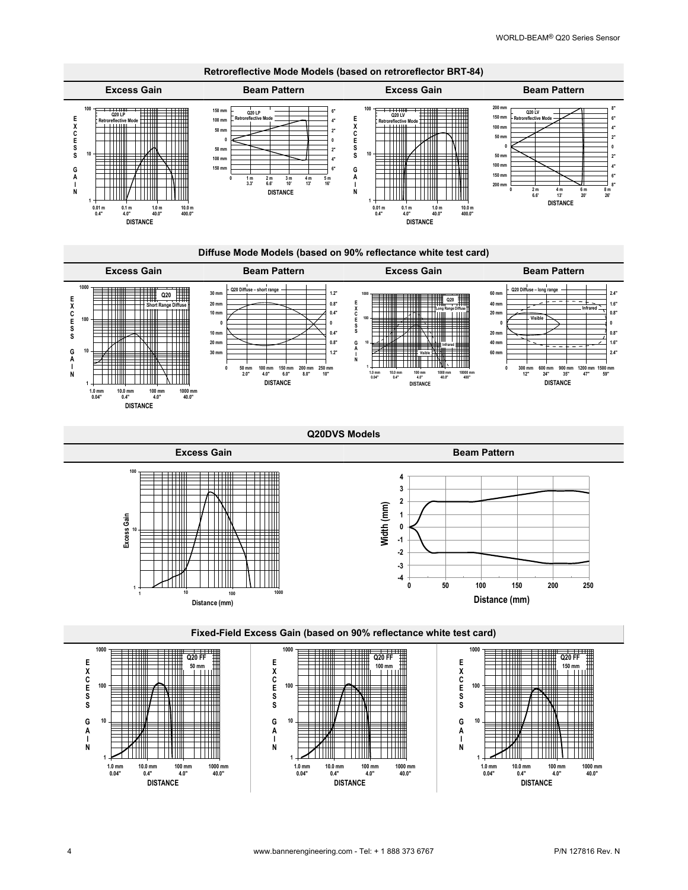## Retroreflective Mode Models (based on retroreflector BRT-84)

| Excess Gain | Beam Pattern | Excess Gain | Beam Pattern |
|---|---|---|---|
| Q20 LP Retroreflective Mode | Q20 LP Retroreflective Mode | Q20 LV Retroreflective Mode | Q20 LV Retroreflective Mode |

## Diffuse Mode Models (based on 90% reflectance white test card)

| Excess Gain | Beam Pattern | Excess Gain | Beam Pattern |
|---|---|---|---|
| Q20 Short Range Diffuse | Q20 Diffuse – short range | Q20 Long Range Diffuse | Q20 Diffuse – long range |

## Q20DVS Models

| Excess Gain | Beam Pattern |
|---|---|
| | |

## Fixed-Field Excess Gain (based on 90% reflectance white test card)

| Q20 FF 50 mm | Q20 FF 100 mm | Q20 FF 150 mm |
|---|---|---|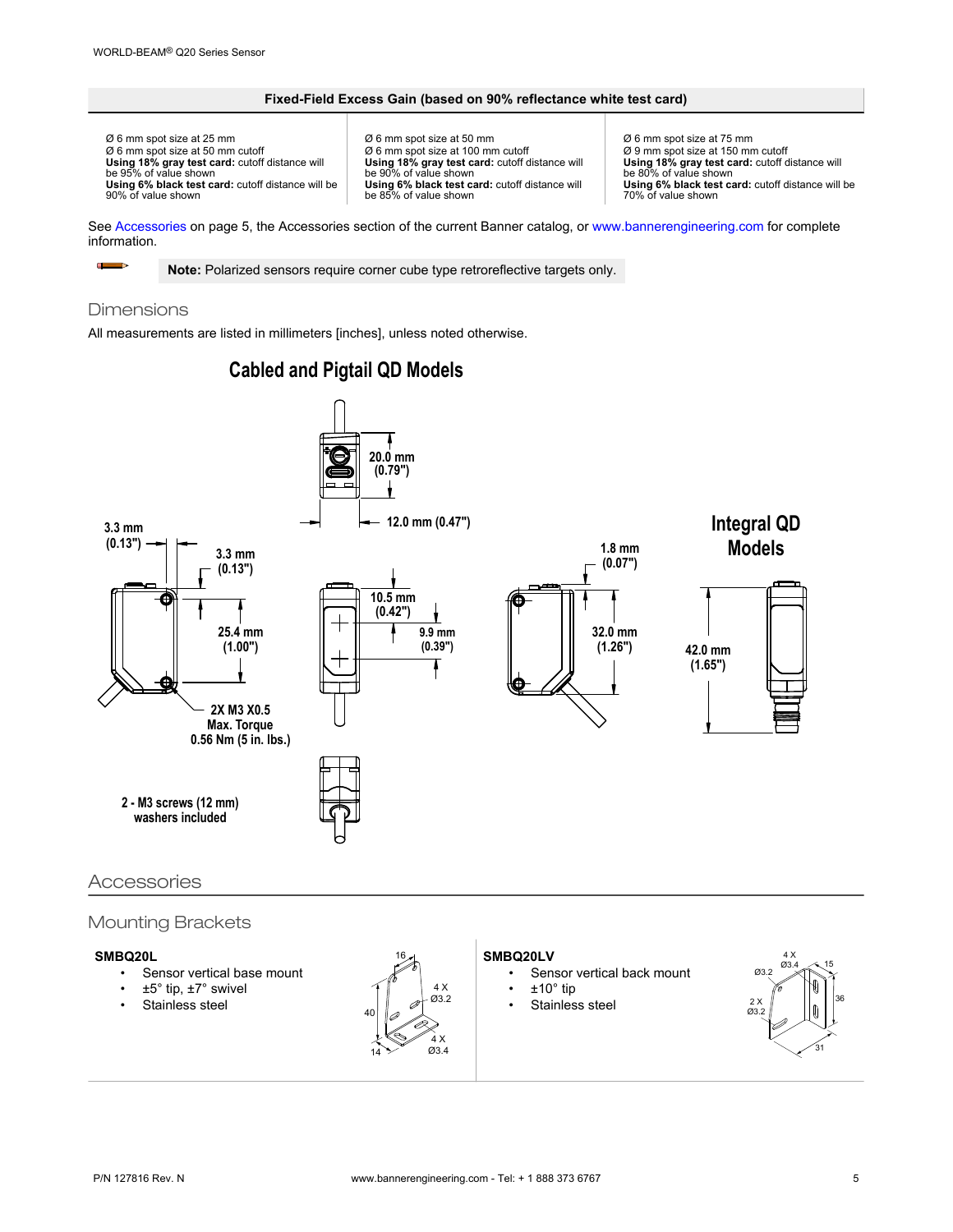| Fixed-Field Excess Gain (based on 90% reflectance white test card) | | |
|---|---|---|
| Ø 6 mm spot size at 25 mm<br>Ø 6 mm spot size at 50 mm cutoff<br>**Using 18% gray test card:** cutoff distance will be 95% of value shown<br>**Using 6% black test card:** cutoff distance will be 90% of value shown | Ø 6 mm spot size at 50 mm<br>Ø 6 mm spot size at 100 mm cutoff<br>**Using 18% gray test card:** cutoff distance will be 90% of value shown<br>**Using 6% black test card:** cutoff distance will be 85% of value shown | Ø 6 mm spot size at 75 mm<br>Ø 9 mm spot size at 150 mm cutoff<br>**Using 18% gray test card:** cutoff distance will be 80% of value shown<br>**Using 6% black test card:** cutoff distance will be 70% of value shown |

See Accessories on page 5, the Accessories section of the current Banner catalog, or www.bannerengineering.com for complete information.

**Note:** Polarized sensors require corner cube type retroreflective targets only.

## Dimensions

All measurements are listed in millimeters [inches], unless noted otherwise.

**Cabled and Pigtail QD Models**

20.0 mm (0.79")
12.0 mm (0.47")
3.3 mm (0.13")
3.3 mm (0.13")
25.4 mm (1.00")
10.5 mm (0.42")
9.9 mm (0.39")
1.8 mm (0.07")
32.0 mm (1.26")
2X M3 X0.5 Max. Torque 0.56 Nm (5 in. lbs.)
2 - M3 screws (12 mm) washers included

**Integral QD Models**

42.0 mm (1.65")

## Accessories

### Mounting Brackets

**SMBQ20L**

- Sensor vertical base mount
- ±5° tip, ±7° swivel
- Stainless steel

16; 40; 14; 4 X Ø3.2; 4 X Ø3.4

**SMBQ20LV**

- Sensor vertical back mount
- ±10° tip
- Stainless steel

4 X Ø3.4; Ø3.2; 15; 2 X Ø3.2; 36; 31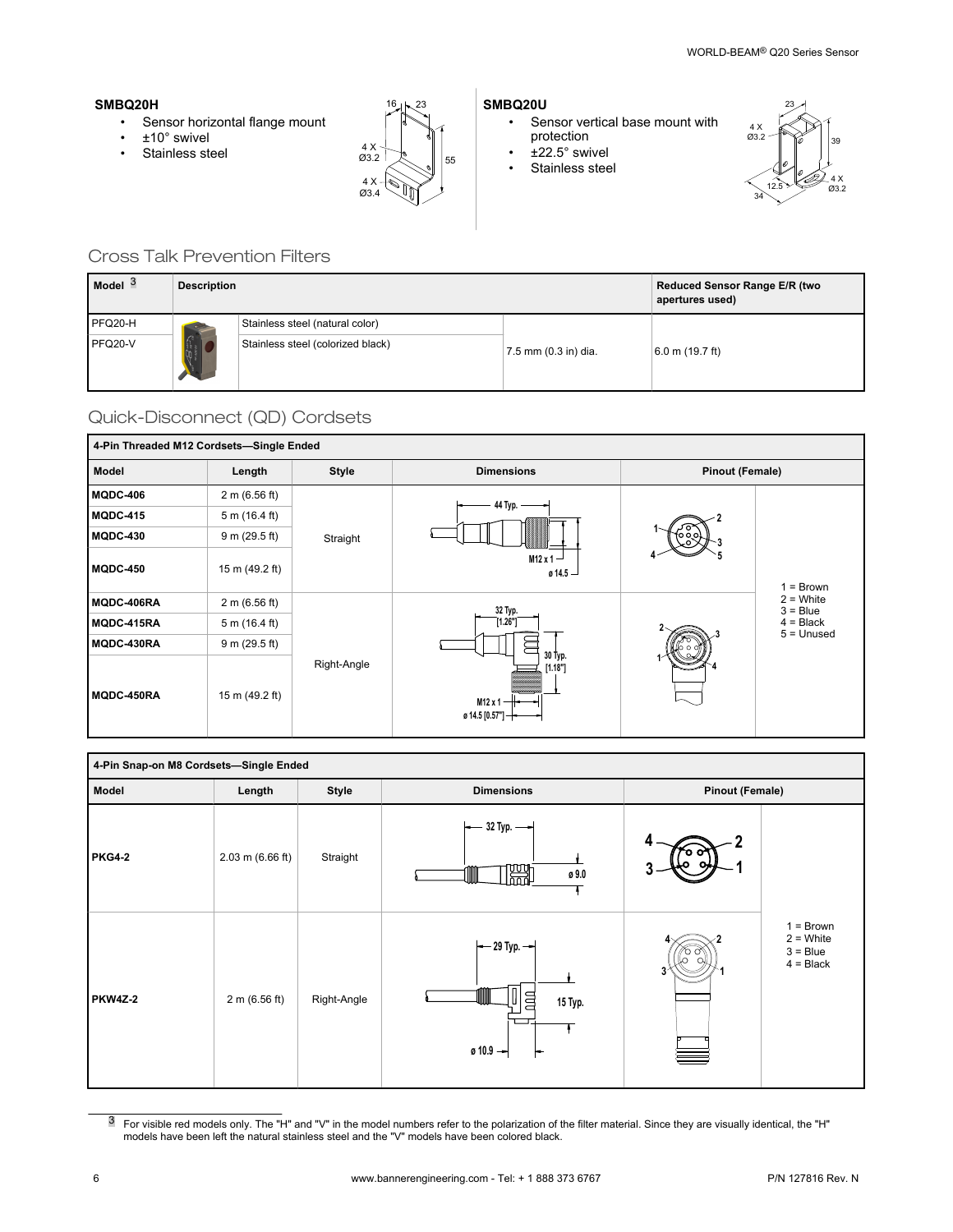**SMBQ20H**

- Sensor horizontal flange mount
- ±10° swivel
- Stainless steel

**SMBQ20U**

- Sensor vertical base mount with protection
- ±22.5° swivel
- Stainless steel

## Cross Talk Prevention Filters

| Model [3] | Description | | | Reduced Sensor Range E/R (two apertures used) |
|---|---|---|---|---|
| PFQ20-H | | Stainless steel (natural color) | 7.5 mm (0.3 in) dia. | 6.0 m (19.7 ft) |
| PFQ20-V | | Stainless steel (colorized black) | | |

## Quick-Disconnect (QD) Cordsets

| 4-Pin Threaded M12 Cordsets—Single Ended | | | | |
|---|---|---|---|---|
| **Model** | **Length** | **Style** | **Dimensions** | **Pinout (Female)** |
| **MQDC-406** | 2 m (6.56 ft) | Straight | 44 Typ.; M12 x 1; ø 14.5 | 1 = Brown<br>2 = White<br>3 = Blue<br>4 = Black<br>5 = Unused |
| **MQDC-415** | 5 m (16.4 ft) | | | |
| **MQDC-430** | 9 m (29.5 ft) | | | |
| **MQDC-450** | 15 m (49.2 ft) | | | |
| **MQDC-406RA** | 2 m (6.56 ft) | Right-Angle | 32 Typ. [1.26"]; 30 Typ. [1.18"]; M12 x 1; ø 14.5 [0.57"] | |
| **MQDC-415RA** | 5 m (16.4 ft) | | | |
| **MQDC-430RA** | 9 m (29.5 ft) | | | |
| **MQDC-450RA** | 15 m (49.2 ft) | | | |

| 4-Pin Snap-on M8 Cordsets—Single Ended | | | | |
|---|---|---|---|---|
| **Model** | **Length** | **Style** | **Dimensions** | **Pinout (Female)** |
| **PKG4-2** | 2.03 m (6.66 ft) | Straight | 32 Typ.; ø 9.0 | 1 = Brown<br>2 = White<br>3 = Blue<br>4 = Black |
| **PKW4Z-2** | 2 m (6.56 ft) | Right-Angle | 29 Typ.; 15 Typ.; ø 10.9 | |

[3] For visible red models only. The "H" and "V" in the model numbers refer to the polarization of the filter material. Since they are visually identical, the "H" models have been left the natural stainless steel and the "V" models have been colored black.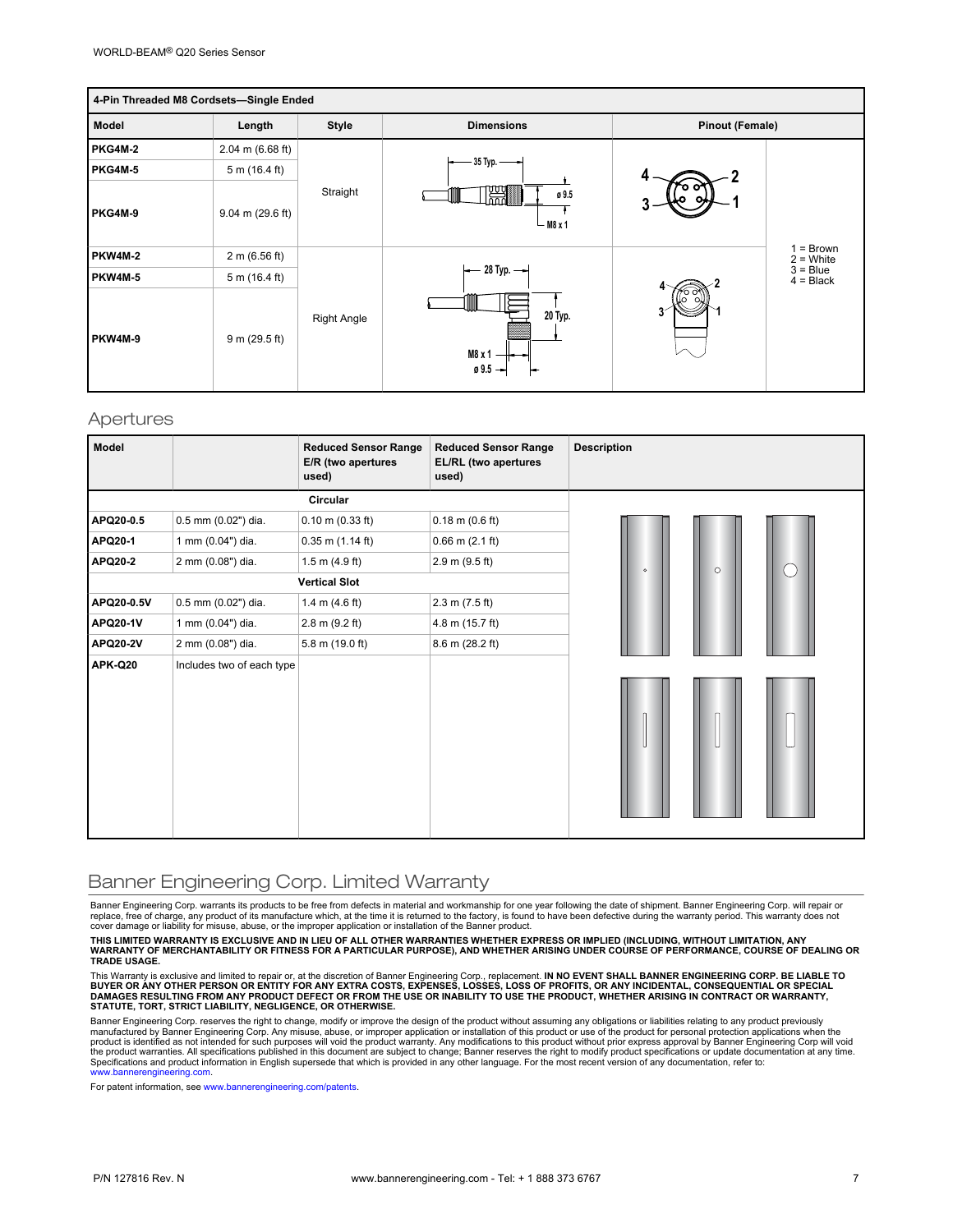| 4-Pin Threaded M8 Cordsets—Single Ended | | | | | |
|---|---|---|---|---|---|
| **Model** | **Length** | **Style** | **Dimensions** | **Pinout (Female)** | |
| **PKG4M-2** | 2.04 m (6.68 ft) | Straight | 35 Typ. ø 9.5 M8 x 1 | 4 2 3 1 | 1 = Brown<br>2 = White<br>3 = Blue<br>4 = Black |
| **PKG4M-5** | 5 m (16.4 ft) | | | | |
| **PKG4M-9** | 9.04 m (29.6 ft) | | | | |
| **PKW4M-2** | 2 m (6.56 ft) | Right Angle | 28 Typ. 20 Typ. M8 x 1 ø 9.5 | 4 2 3 1 | |
| **PKW4M-5** | 5 m (16.4 ft) | | | | |
| **PKW4M-9** | 9 m (29.5 ft) | | | | |

## Apertures

| **Model** | | **Reduced Sensor Range E/R (two apertures used)** | **Reduced Sensor Range EL/RL (two apertures used)** | **Description** |
|---|---|---|---|---|
| | | **Circular** | | |
| **APQ20-0.5** | 0.5 mm (0.02") dia. | 0.10 m (0.33 ft) | 0.18 m (0.6 ft) | |
| **APQ20-1** | 1 mm (0.04") dia. | 0.35 m (1.14 ft) | 0.66 m (2.1 ft) | |
| **APQ20-2** | 2 mm (0.08") dia. | 1.5 m (4.9 ft) | 2.9 m (9.5 ft) | |
| | | **Vertical Slot** | | |
| **APQ20-0.5V** | 0.5 mm (0.02") dia. | 1.4 m (4.6 ft) | 2.3 m (7.5 ft) | |
| **APQ20-1V** | 1 mm (0.04") dia. | 2.8 m (9.2 ft) | 4.8 m (15.7 ft) | |
| **APQ20-2V** | 2 mm (0.08") dia. | 5.8 m (19.0 ft) | 8.6 m (28.2 ft) | |
| **APK-Q20** | Includes two of each type | | | |

## Banner Engineering Corp. Limited Warranty

Banner Engineering Corp. warrants its products to be free from defects in material and workmanship for one year following the date of shipment. Banner Engineering Corp. will repair or replace, free of charge, any product of its manufacture which, at the time it is returned to the factory, is found to have been defective during the warranty period. This warranty does not cover damage or liability for misuse, abuse, or the improper application or installation of the Banner product.

**THIS LIMITED WARRANTY IS EXCLUSIVE AND IN LIEU OF ALL OTHER WARRANTIES WHETHER EXPRESS OR IMPLIED (INCLUDING, WITHOUT LIMITATION, ANY WARRANTY OF MERCHANTABILITY OR FITNESS FOR A PARTICULAR PURPOSE), AND WHETHER ARISING UNDER COURSE OF PERFORMANCE, COURSE OF DEALING OR TRADE USAGE.**

This Warranty is exclusive and limited to repair or, at the discretion of Banner Engineering Corp., replacement. **IN NO EVENT SHALL BANNER ENGINEERING CORP. BE LIABLE TO BUYER OR ANY OTHER PERSON OR ENTITY FOR ANY EXTRA COSTS, EXPENSES, LOSSES, LOSS OF PROFITS, OR ANY INCIDENTAL, CONSEQUENTIAL OR SPECIAL DAMAGES RESULTING FROM ANY PRODUCT DEFECT OR FROM THE USE OR INABILITY TO USE THE PRODUCT, WHETHER ARISING IN CONTRACT OR WARRANTY, STATUTE, TORT, STRICT LIABILITY, NEGLIGENCE, OR OTHERWISE.**

Banner Engineering Corp. reserves the right to change, modify or improve the design of the product without assuming any obligations or liabilities relating to any product previously manufactured by Banner Engineering Corp. Any misuse, abuse, or improper application or installation of this product or use of the product for personal protection applications when the product is identified as not intended for such purposes will void the product warranty. Any modifications to this product without prior express approval by Banner Engineering Corp will void the product warranties. All specifications published in this document are subject to change; Banner reserves the right to modify product specifications or update documentation at any time. Specifications and product information in English supersede that which is provided in any other language. For the most recent version of any documentation, refer to: www.bannerengineering.com.

For patent information, see www.bannerengineering.com/patents.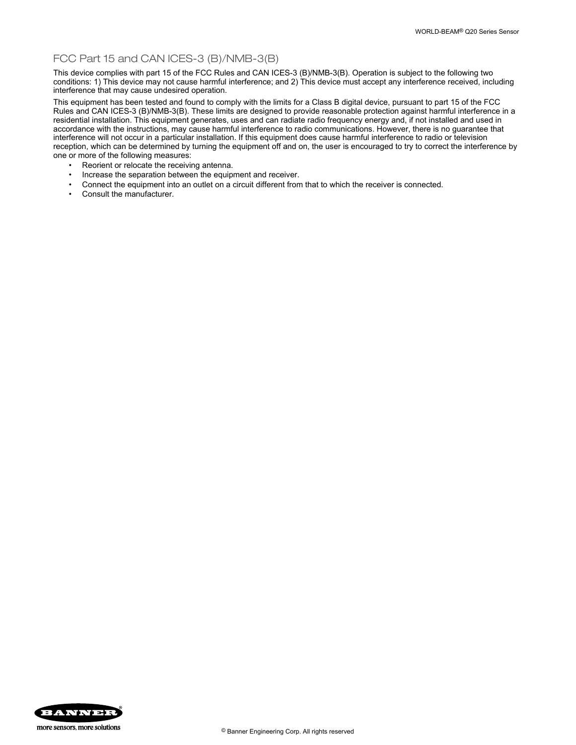## FCC Part 15 and CAN ICES-3 (B)/NMB-3(B)

This device complies with part 15 of the FCC Rules and CAN ICES-3 (B)/NMB-3(B). Operation is subject to the following two conditions: 1) This device may not cause harmful interference; and 2) This device must accept any interference received, including interference that may cause undesired operation.

This equipment has been tested and found to comply with the limits for a Class B digital device, pursuant to part 15 of the FCC Rules and CAN ICES-3 (B)/NMB-3(B). These limits are designed to provide reasonable protection against harmful interference in a residential installation. This equipment generates, uses and can radiate radio frequency energy and, if not installed and used in accordance with the instructions, may cause harmful interference to radio communications. However, there is no guarantee that interference will not occur in a particular installation. If this equipment does cause harmful interference to radio or television reception, which can be determined by turning the equipment off and on, the user is encouraged to try to correct the interference by one or more of the following measures:

- Reorient or relocate the receiving antenna.
- Increase the separation between the equipment and receiver.
- Connect the equipment into an outlet on a circuit different from that to which the receiver is connected.
- Consult the manufacturer.

© Banner Engineering Corp. All rights reserved